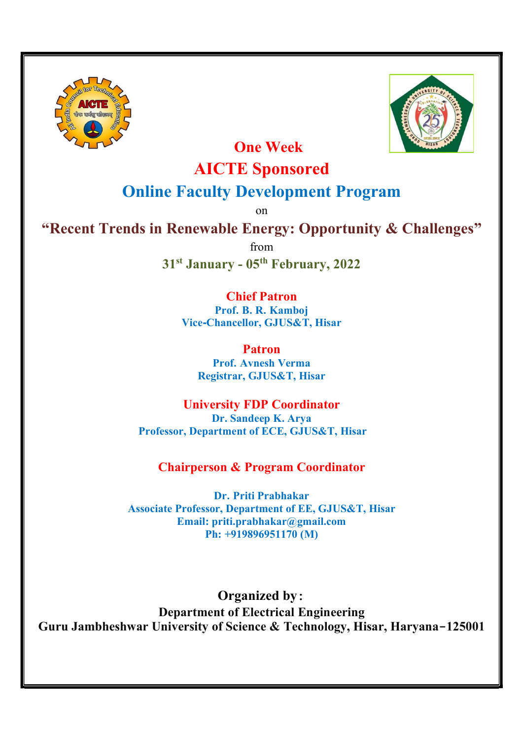# One Week

# AICTE Sponsored

# Online Faculty Development Program

on

## "Recent Trends in Renewable Energy: Opportunity & Challenges"

from

**31st January - 05th February, 2022**

**Chief Patron**

**Prof. B. R. Kamboj**
**Vice-Chancellor, GJUS&T, Hisar**

**Patron**

**Prof. Avnesh Verma**
**Registrar, GJUS&T, Hisar**

**University FDP Coordinator**

**Dr. Sandeep K. Arya**
**Professor, Department of ECE, GJUS&T, Hisar**

**Chairperson & Program Coordinator**

**Dr. Priti Prabhakar**
**Associate Professor, Department of EE, GJUS&T, Hisar**
**Email: priti.prabhakar@gmail.com**
**Ph: +919896951170 (M)**

**Organized by:**

**Department of Electrical Engineering**
**Guru Jambheshwar University of Science & Technology, Hisar, Haryana-125001**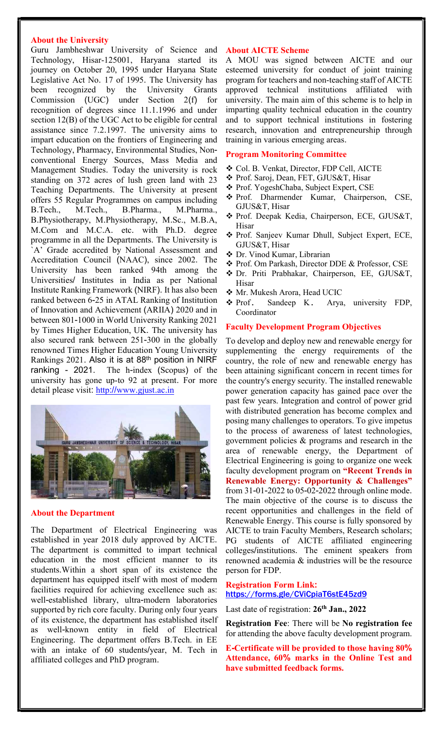## About the University

Guru Jambheshwar University of Science and Technology, Hisar-125001, Haryana started its journey on October 20, 1995 under Haryana State Legislative Act No. 17 of 1995. The University has been recognized by the University Grants Commission (UGC) under Section 2(f) for recognition of degrees since 11.1.1996 and under section 12(B) of the UGC Act to be eligible for central assistance since 7.2.1997. The university aims to impart education on the frontiers of Engineering and Technology, Pharmacy, Environmental Studies, Non-conventional Energy Sources, Mass Media and Management Studies. Today the university is rock standing on 372 acres of lush green land with 23 Teaching Departments. The University at present offers 55 Regular Programmes on campus including B.Tech., M.Tech., B.Pharma., M.Pharma., B.Physiotherapy, M.Physiotherapy, M.Sc., M.B.A, M.Com and M.C.A. etc. with Ph.D. degree programme in all the Departments. The University is `A' Grade accredited by National Assessment and Accreditation Council (NAAC), since 2002. The University has been ranked 94th among the Universities/ Institutes in India as per National Institute Ranking Framework (NIRF). It has also been ranked between 6-25 in ATAL Ranking of Institution of Innovation and Achievement (ARIIA) 2020 and in between 801-1000 in World University Ranking 2021 by Times Higher Education, UK. The university has also secured rank between 251-300 in the globally renowned Times Higher Education Young University Rankings 2021. Also it is at 88th position in NIRF ranking - 2021. The h-index (Scopus) of the university has gone up-to 92 at present. For more detail please visit: http://www.gjust.ac.in

## About the Department

The Department of Electrical Engineering was established in year 2018 duly approved by AICTE. The department is committed to impart technical education in the most efficient manner to its students.Within a short span of its existence the department has equipped itself with most of modern facilities required for achieving excellence such as: well-established library, ultra-modern laboratories supported by rich core faculty. During only four years of its existence, the department has established itself as well-known entity in field of Electrical Engineering. The department offers B.Tech. in EE with an intake of 60 students/year, M. Tech in affiliated colleges and PhD program.

## About AICTE Scheme

A MOU was signed between AICTE and our esteemed university for conduct of joint training program for teachers and non-teaching staff of AICTE approved technical institutions affiliated with university. The main aim of this scheme is to help in imparting quality technical education in the country and to support technical institutions in fostering research, innovation and entrepreneurship through training in various emerging areas.

## Program Monitoring Committee

- Col. B. Venkat, Director, FDP Cell, AICTE
- Prof. Saroj, Dean, FET, GJUS&T, Hisar
- Prof. YogeshChaba, Subject Expert, CSE
- Prof. Dharmender Kumar, Chairperson, CSE, GJUS&T, Hisar
- Prof. Deepak Kedia, Chairperson, ECE, GJUS&T, Hisar
- Prof. Sanjeev Kumar Dhull, Subject Expert, ECE, GJUS&T, Hisar
- Dr. Vinod Kumar, Librarian
- Prof. Om Parkash, Director DDE & Professor, CSE
- Dr. Priti Prabhakar, Chairperson, EE, GJUS&T, Hisar
- Mr. Mukesh Arora, Head UCIC
- Prof. Sandeep K. Arya, university FDP, Coordinator

## Faculty Development Program Objectives

To develop and deploy new and renewable energy for supplementing the energy requirements of the country, the role of new and renewable energy has been attaining significant concern in recent times for the country's energy security. The installed renewable power generation capacity has gained pace over the past few years. Integration and control of power grid with distributed generation has become complex and posing many challenges to operators. To give impetus to the process of awareness of latest technologies, government policies & programs and research in the area of renewable energy, the Department of Electrical Engineering is going to organize one week faculty development program on **"Recent Trends in Renewable Energy: Opportunity & Challenges"** from 31-01-2022 to 05-02-2022 through online mode. The main objective of the course is to discuss the recent opportunities and challenges in the field of Renewable Energy. This course is fully sponsored by AICTE to train Faculty Members, Research scholars; PG students of AICTE affiliated engineering colleges/institutions. The eminent speakers from renowned academia & industries will be the resource person for FDP.

**Registration Form Link:**
https://forms.gle/CViCpiaT6stE45zd9

Last date of registration: **26th Jan., 2022**

**Registration Fee**: There will be **No registration fee** for attending the above faculty development program.

**E-Certificate will be provided to those having 80% Attendance, 60% marks in the Online Test and have submitted feedback forms.**